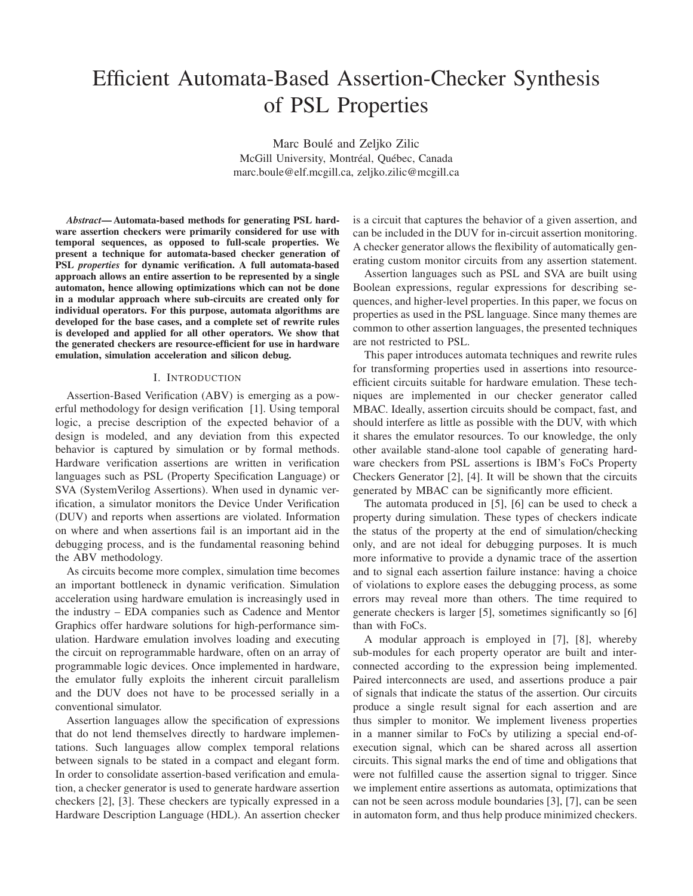# Efficient Automata-Based Assertion-Checker Synthesis of PSL Properties

Marc Boulé and Zeljko Zilic
McGill University, Montréal, Québec, Canada
marc.boule@elf.mcgill.ca, zeljko.zilic@mcgill.ca

***Abstract*— Automata-based methods for generating PSL hardware assertion checkers were primarily considered for use with temporal sequences, as opposed to full-scale properties. We present a technique for automata-based checker generation of PSL *properties* for dynamic verification. A full automata-based approach allows an entire assertion to be represented by a single automaton, hence allowing optimizations which can not be done in a modular approach where sub-circuits are created only for individual operators. For this purpose, automata algorithms are developed for the base cases, and a complete set of rewrite rules is developed and applied for all other operators. We show that the generated checkers are resource-efficient for use in hardware emulation, simulation acceleration and silicon debug.**

## I. Introduction

Assertion-Based Verification (ABV) is emerging as a powerful methodology for design verification [1]. Using temporal logic, a precise description of the expected behavior of a design is modeled, and any deviation from this expected behavior is captured by simulation or by formal methods. Hardware verification assertions are written in verification languages such as PSL (Property Specification Language) or SVA (SystemVerilog Assertions). When used in dynamic verification, a simulator monitors the Device Under Verification (DUV) and reports when assertions are violated. Information on where and when assertions fail is an important aid in the debugging process, and is the fundamental reasoning behind the ABV methodology.

As circuits become more complex, simulation time becomes an important bottleneck in dynamic verification. Simulation acceleration using hardware emulation is increasingly used in the industry – EDA companies such as Cadence and Mentor Graphics offer hardware solutions for high-performance simulation. Hardware emulation involves loading and executing the circuit on reprogrammable hardware, often on an array of programmable logic devices. Once implemented in hardware, the emulator fully exploits the inherent circuit parallelism and the DUV does not have to be processed serially in a conventional simulator.

Assertion languages allow the specification of expressions that do not lend themselves directly to hardware implementations. Such languages allow complex temporal relations between signals to be stated in a compact and elegant form. In order to consolidate assertion-based verification and emulation, a checker generator is used to generate hardware assertion checkers [2], [3]. These checkers are typically expressed in a Hardware Description Language (HDL). An assertion checker is a circuit that captures the behavior of a given assertion, and can be included in the DUV for in-circuit assertion monitoring. A checker generator allows the flexibility of automatically generating custom monitor circuits from any assertion statement.

Assertion languages such as PSL and SVA are built using Boolean expressions, regular expressions for describing sequences, and higher-level properties. In this paper, we focus on properties as used in the PSL language. Since many themes are common to other assertion languages, the presented techniques are not restricted to PSL.

This paper introduces automata techniques and rewrite rules for transforming properties used in assertions into resource-efficient circuits suitable for hardware emulation. These techniques are implemented in our checker generator called MBAC. Ideally, assertion circuits should be compact, fast, and should interfere as little as possible with the DUV, with which it shares the emulator resources. To our knowledge, the only other available stand-alone tool capable of generating hardware checkers from PSL assertions is IBM's FoCs Property Checkers Generator [2], [4]. It will be shown that the circuits generated by MBAC can be significantly more efficient.

The automata produced in [5], [6] can be used to check a property during simulation. These types of checkers indicate the status of the property at the end of simulation/checking only, and are not ideal for debugging purposes. It is much more informative to provide a dynamic trace of the assertion and to signal each assertion failure instance: having a choice of violations to explore eases the debugging process, as some errors may reveal more than others. The time required to generate checkers is larger [5], sometimes significantly so [6] than with FoCs.

A modular approach is employed in [7], [8], whereby sub-modules for each property operator are built and interconnected according to the expression being implemented. Paired interconnects are used, and assertions produce a pair of signals that indicate the status of the assertion. Our circuits produce a single result signal for each assertion and are thus simpler to monitor. We implement liveness properties in a manner similar to FoCs by utilizing a special end-of-execution signal, which can be shared across all assertion circuits. This signal marks the end of time and obligations that were not fulfilled cause the assertion signal to trigger. Since we implement entire assertions as automata, optimizations that can not be seen across module boundaries [3], [7], can be seen in automaton form, and thus help produce minimized checkers.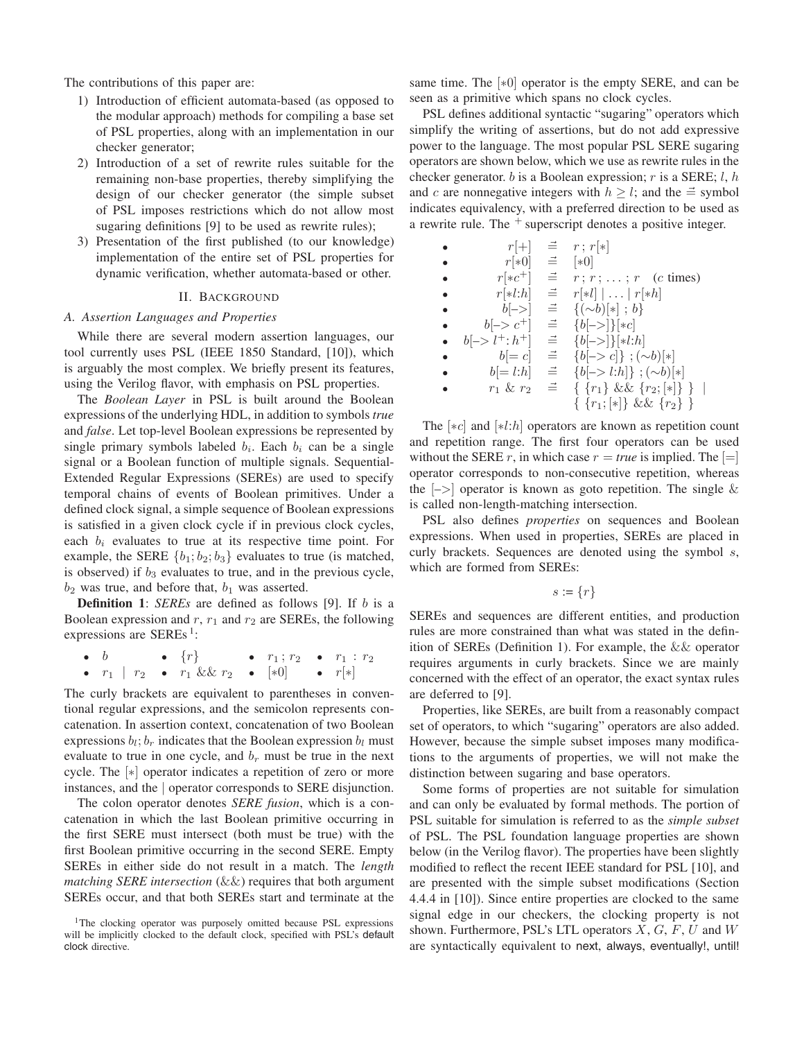The contributions of this paper are:

1) Introduction of efficient automata-based (as opposed to the modular approach) methods for compiling a base set of PSL properties, along with an implementation in our checker generator;
2) Introduction of a set of rewrite rules suitable for the remaining non-base properties, thereby simplifying the design of our checker generator (the simple subset of PSL imposes restrictions which do not allow most sugaring definitions [9] to be used as rewrite rules);
3) Presentation of the first published (to our knowledge) implementation of the entire set of PSL properties for dynamic verification, whether automata-based or other.

## II. Background

### A. Assertion Languages and Properties

While there are several modern assertion languages, our tool currently uses PSL (IEEE 1850 Standard, [10]), which is arguably the most complex. We briefly present its features, using the Verilog flavor, with emphasis on PSL properties.

The *Boolean Layer* in PSL is built around the Boolean expressions of the underlying HDL, in addition to symbols *true* and *false*. Let top-level Boolean expressions be represented by single primary symbols labeled $b_i$. Each $b_i$ can be a single signal or a Boolean function of multiple signals. Sequential-Extended Regular Expressions (SEREs) are used to specify temporal chains of events of Boolean primitives. Under a defined clock signal, a simple sequence of Boolean expressions is satisfied in a given clock cycle if in previous clock cycles, each $b_i$ evaluates to true at its respective time point. For example, the SERE $\{b_1; b_2; b_3\}$ evaluates to true (is matched, is observed) if $b_3$ evaluates to true, and in the previous cycle, $b_2$ was true, and before that, $b_1$ was asserted.

**Definition 1**: *SEREs* are defined as follows [9]. If $b$ is a Boolean expression and $r$, $r_1$ and $r_2$ are SEREs, the following expressions are SEREs [1]:

- $b$
- $\{r\}$
- $r_1 \,;\, r_2$
- $r_1 \,:\, r_2$
- $r_1 \,|\, r_2$
- $r_1 \;\&\&\; r_2$
- $[*0]$
- $r[*]$

The curly brackets are equivalent to parentheses in conventional regular expressions, and the semicolon represents concatenation. In assertion context, concatenation of two Boolean expressions $b_l; b_r$ indicates that the Boolean expression $b_l$ must evaluate to true in one cycle, and $b_r$ must be true in the next cycle. The $[*]$ operator indicates a repetition of zero or more instances, and the $|$ operator corresponds to SERE disjunction.

The colon operator denotes *SERE fusion*, which is a concatenation in which the last Boolean primitive occurring in the first SERE must intersect (both must be true) with the first Boolean primitive occurring in the second SERE. Empty SEREs in either side do not result in a match. The *length matching SERE intersection* ($\&\&$) requires that both argument SEREs occur, and that both SEREs start and terminate at the same time. The $[*0]$ operator is the empty SERE, and can be seen as a primitive which spans no clock cycles.

PSL defines additional syntactic "sugaring" operators which simplify the writing of assertions, but do not add expressive power to the language. The most popular PSL SERE sugaring operators are shown below, which we use as rewrite rules in the checker generator. $b$ is a Boolean expression; $r$ is a SERE; $l$, $h$ and $c$ are nonnegative integers with $h \geq l$; and the $\stackrel{\rightarrow}{=}$ symbol indicates equivalency, with a preferred direction to be used as a rewrite rule. The $^+$ superscript denotes a positive integer.

- $r[+] \;\stackrel{\rightarrow}{=}\; r\,;\, r[*]$
- $r[*0] \;\stackrel{\rightarrow}{=}\; [*0]$
- $r[*c^+] \;\stackrel{\rightarrow}{=}\; r\,;\, r\,;\, \ldots\,;\, r \quad (c \text{ times})$
- $r[*l{:}h] \;\stackrel{\rightarrow}{=}\; r[*l] \,|\, \ldots \,|\, r[*h]$
- $b[\text{->}] \;\stackrel{\rightarrow}{=}\; \{(\sim b)[*]\,;\, b\}$
- $b[\text{->}\, c^+] \;\stackrel{\rightarrow}{=}\; \{b[\text{->}]\}[*c]$
- $b[\text{->}\, l^+{:}\,h^+] \;\stackrel{\rightarrow}{=}\; \{b[\text{->}]\}[*l{:}h]$
- $b[=c] \;\stackrel{\rightarrow}{=}\; \{b[\text{->}\, c]\}\,;\, (\sim b)[*]$
- $b[=l{:}h] \;\stackrel{\rightarrow}{=}\; \{b[\text{->}\, l{:}h]\}\,;\, (\sim b)[*]$
- $r_1 \,\&\, r_2 \;\stackrel{\rightarrow}{=}\; \{\,\{r_1\} \;\&\&\; \{r_2; [*]\}\,\} \;|\; \{\,\{r_1; [*]\} \;\&\&\; \{r_2\}\,\}$

The $[*c]$ and $[*l{:}h]$ operators are known as repetition count and repetition range. The first four operators can be used without the SERE $r$, in which case $r = \textit{true}$ is implied. The $[=]$ operator corresponds to non-consecutive repetition, whereas the $[\text{->}]$ operator is known as goto repetition. The single $\&$ is called non-length-matching intersection.

PSL also defines *properties* on sequences and Boolean expressions. When used in properties, SEREs are placed in curly brackets. Sequences are denoted using the symbol $s$, which are formed from SEREs:

$$s := \{r\}$$

SEREs and sequences are different entities, and production rules are more constrained than what was stated in the definition of SEREs (Definition 1). For example, the $\&\&$ operator requires arguments in curly brackets. Since we are mainly concerned with the effect of an operator, the exact syntax rules are deferred to [9].

Properties, like SEREs, are built from a reasonably compact set of operators, to which "sugaring" operators are also added. However, because the simple subset imposes many modifications to the arguments of properties, we will not make the distinction between sugaring and base operators.

Some forms of properties are not suitable for simulation and can only be evaluated by formal methods. The portion of PSL suitable for simulation is referred to as the *simple subset* of PSL. The PSL foundation language properties are shown below (in the Verilog flavor). The properties have been slightly modified to reflect the recent IEEE standard for PSL [10], and are presented with the simple subset modifications (Section 4.4.4 in [10]). Since entire properties are clocked to the same signal edge in our checkers, the clocking property is not shown. Furthermore, PSL's LTL operators $X$, $G$, $F$, $U$ and $W$ are syntactically equivalent to next, always, eventually!, until!

[1] The clocking operator was purposely omitted because PSL expressions will be implicitly clocked to the default clock, specified with PSL's default clock directive.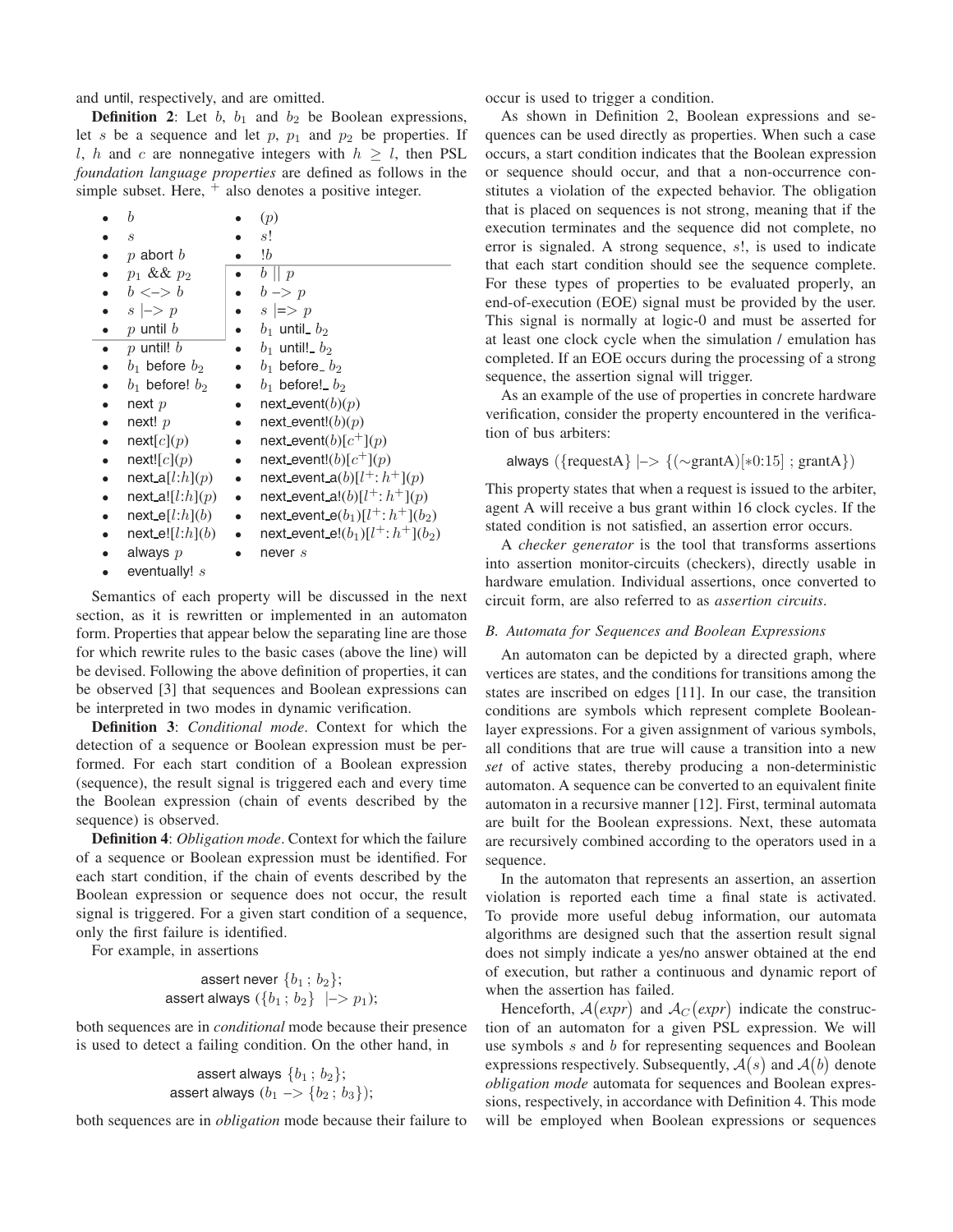and until, respectively, and are omitted.

**Definition 2**: Let $b$, $b_1$ and $b_2$ be Boolean expressions, let $s$ be a sequence and let $p$, $p_1$ and $p_2$ be properties. If $l$, $h$ and $c$ are nonnegative integers with $h \geq l$, then PSL *foundation language properties* are defined as follows in the simple subset. Here, $^+$ also denotes a positive integer.

- $b$
- $(p)$
- $s$
- $s!$
- $p$ abort $b$
- $!b$
- $p_1$ && $p_2$
- $b \mid\mid p$
- $b$ <-> $b$
- $b$ -> $p$
- $s$ |-> $p$
- $s$ |=> $p$
- $p$ until $b$
- $b_1$ until_ $b_2$
- $p$ until! $b$
- $b_1$ until!_ $b_2$
- $b_1$ before $b_2$
- $b_1$ before_ $b_2$
- $b_1$ before! $b_2$
- $b_1$ before!_ $b_2$
- next $p$
- next_event$(b)(p)$
- next! $p$
- next_event!$(b)(p)$
- next$[c](p)$
- next_event$(b)[c^+](p)$
- next!$[c](p)$
- next_event!$(b)[c^+](p)$
- next_a$[l{:}h](p)$
- next_event_a$(b)[l^+{:}\,h^+](p)$
- next_a!$[l{:}h](p)$
- next_event_a!$(b)[l^+{:}\,h^+](p)$
- next_e$[l{:}h](b)$
- next_event_e$(b_1)[l^+{:}\,h^+](b_2)$
- next_e!$[l{:}h](b)$
- next_event_e!$(b_1)[l^+{:}\,h^+](b_2)$
- always $p$
- never $s$
- eventually! $s$

Semantics of each property will be discussed in the next section, as it is rewritten or implemented in an automaton form. Properties that appear below the separating line are those for which rewrite rules to the basic cases (above the line) will be devised. Following the above definition of properties, it can be observed [3] that sequences and Boolean expressions can be interpreted in two modes in dynamic verification.

**Definition 3**: *Conditional mode*. Context for which the detection of a sequence or Boolean expression must be performed. For each start condition of a Boolean expression (sequence), the result signal is triggered each and every time the Boolean expression (chain of events described by the sequence) is observed.

**Definition 4**: *Obligation mode*. Context for which the failure of a sequence or Boolean expression must be identified. For each start condition, if the chain of events described by the Boolean expression or sequence does not occur, the result signal is triggered. For a given start condition of a sequence, only the first failure is identified.

For example, in assertions

assert never $\{b_1\,;\,b_2\}$;
assert always $(\{b_1\,;\,b_2\}$ |-> $p_1)$;

both sequences are in *conditional* mode because their presence is used to detect a failing condition. On the other hand, in

assert always $\{b_1\,;\,b_2\}$;
assert always $(b_1$ -> $\{b_2\,;\,b_3\})$;

both sequences are in *obligation* mode because their failure to occur is used to trigger a condition.

As shown in Definition 2, Boolean expressions and sequences can be used directly as properties. When such a case occurs, a start condition indicates that the Boolean expression or sequence should occur, and that a non-occurrence constitutes a violation of the expected behavior. The obligation that is placed on sequences is not strong, meaning that if the execution terminates and the sequence did not complete, no error is signaled. A strong sequence, $s!$, is used to indicate that each start condition should see the sequence complete. For these types of properties to be evaluated properly, an end-of-execution (EOE) signal must be provided by the user. This signal is normally at logic-0 and must be asserted for at least one clock cycle when the simulation / emulation has completed. If an EOE occurs during the processing of a strong sequence, the assertion signal will trigger.

As an example of the use of properties in concrete hardware verification, consider the property encountered in the verification of bus arbiters:

always ({requestA} |-> {(∼grantA)[*0:15] ; grantA})

This property states that when a request is issued to the arbiter, agent A will receive a bus grant within 16 clock cycles. If the stated condition is not satisfied, an assertion error occurs.

A *checker generator* is the tool that transforms assertions into assertion monitor-circuits (checkers), directly usable in hardware emulation. Individual assertions, once converted to circuit form, are also referred to as *assertion circuits*.

### B. Automata for Sequences and Boolean Expressions

An automaton can be depicted by a directed graph, where vertices are states, and the conditions for transitions among the states are inscribed on edges [11]. In our case, the transition conditions are symbols which represent complete Boolean-layer expressions. For a given assignment of various symbols, all conditions that are true will cause a transition into a new *set* of active states, thereby producing a non-deterministic automaton. A sequence can be converted to an equivalent finite automaton in a recursive manner [12]. First, terminal automata are built for the Boolean expressions. Next, these automata are recursively combined according to the operators used in a sequence.

In the automaton that represents an assertion, an assertion violation is reported each time a final state is activated. To provide more useful debug information, our automata algorithms are designed such that the assertion result signal does not simply indicate a yes/no answer obtained at the end of execution, but rather a continuous and dynamic report of when the assertion has failed.

Henceforth, $\mathcal{A}(expr)$ and $\mathcal{A}_C(expr)$ indicate the construction of an automaton for a given PSL expression. We will use symbols $s$ and $b$ for representing sequences and Boolean expressions respectively. Subsequently, $\mathcal{A}(s)$ and $\mathcal{A}(b)$ denote *obligation mode* automata for sequences and Boolean expressions, respectively, in accordance with Definition 4. This mode will be employed when Boolean expressions or sequences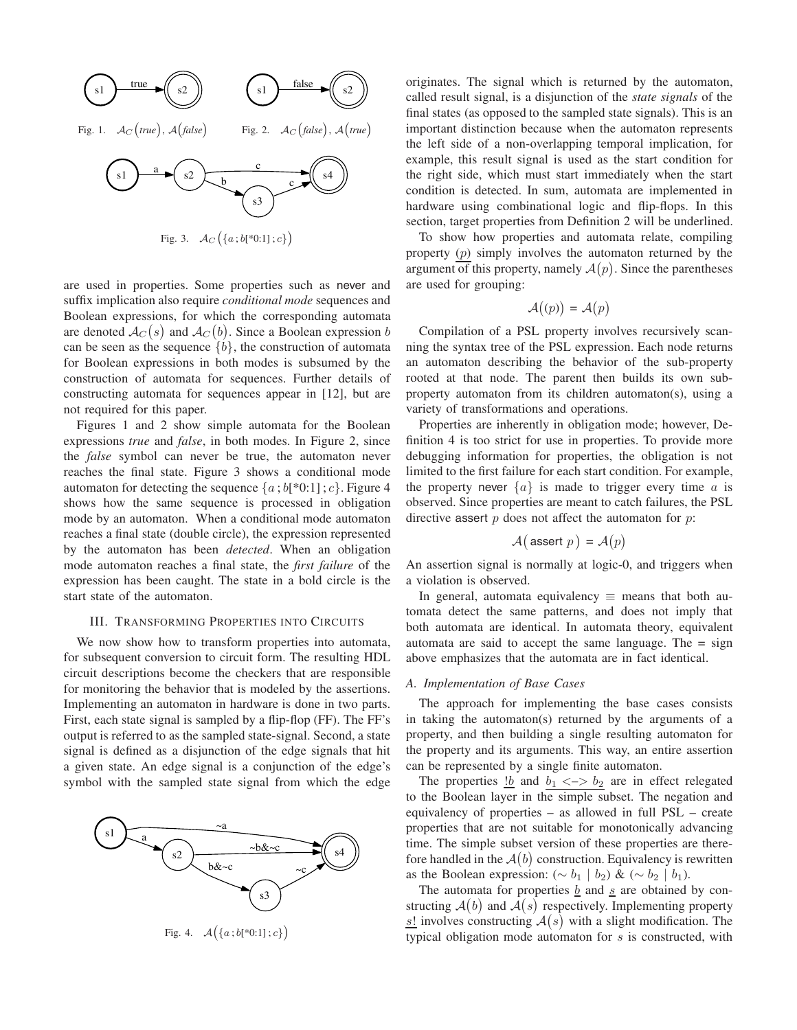s1 → true → s2

Fig. 1. $\mathcal{A}_C\big(\mathit{true}\big)$, $\mathcal{A}\big(\mathit{false}\big)$

s1 → false → s2

Fig. 2. $\mathcal{A}_C\big(\mathit{false}\big)$, $\mathcal{A}\big(\mathit{true}\big)$

s1 a s2 c b s3 c s4

Fig. 3. $\mathcal{A}_C\left(\{a\,;b[*0{:}1]\,;c\}\right)$

are used in properties. Some properties such as never and suffix implication also require *conditional mode* sequences and Boolean expressions, for which the corresponding automata are denoted $\mathcal{A}_C\big(s\big)$ and $\mathcal{A}_C\big(b\big)$. Since a Boolean expression $b$ can be seen as the sequence $\{b\}$, the construction of automata for Boolean expressions in both modes is subsumed by the construction of automata for sequences. Further details of constructing automata for sequences appear in [12], but are not required for this paper.

Figures 1 and 2 show simple automata for the Boolean expressions *true* and *false*, in both modes. In Figure 2, since the *false* symbol can never be true, the automaton never reaches the final state. Figure 3 shows a conditional mode automaton for detecting the sequence $\{a\,;b[*0{:}1]\,;c\}$. Figure 4 shows how the same sequence is processed in obligation mode by an automaton. When a conditional mode automaton reaches a final state (double circle), the expression represented by the automaton has been *detected*. When an obligation mode automaton reaches a final state, the *first failure* of the expression has been caught. The state in a bold circle is the start state of the automaton.

## III. Transforming Properties into Circuits

We now show how to transform properties into automata, for subsequent conversion to circuit form. The resulting HDL circuit descriptions become the checkers that are responsible for monitoring the behavior that is modeled by the assertions. Implementing an automaton in hardware is done in two parts. First, each state signal is sampled by a flip-flop (FF). The FF's output is referred to as the sampled state-signal. Second, a state signal is defined as a disjunction of the edge signals that hit a given state. An edge signal is a conjunction of the edge's symbol with the sampled state signal from which the edge

s1 ~a a s2 ~b&~c b&~c s3 ~c s4

Fig. 4. $\mathcal{A}\big(\{a\,;b[*0{:}1]\,;c\}\big)$

originates. The signal which is returned by the automaton, called result signal, is a disjunction of the *state signals* of the final states (as opposed to the sampled state signals). This is an important distinction because when the automaton represents the left side of a non-overlapping temporal implication, for example, this result signal is used as the start condition for the right side, which must start immediately when the start condition is detected. In sum, automata are implemented in hardware using combinational logic and flip-flops. In this section, target properties from Definition 2 will be underlined.

To show how properties and automata relate, compiling property $\underline{(p)}$ simply involves the automaton returned by the argument of this property, namely $\mathcal{A}\big(p\big)$. Since the parentheses are used for grouping:

$$\mathcal{A}\big((p)\big) = \mathcal{A}\big(p\big)$$

Compilation of a PSL property involves recursively scanning the syntax tree of the PSL expression. Each node returns an automaton describing the behavior of the sub-property rooted at that node. The parent then builds its own sub-property automaton from its children automaton(s), using a variety of transformations and operations.

Properties are inherently in obligation mode; however, Definition 4 is too strict for use in properties. To provide more debugging information for properties, the obligation is not limited to the first failure for each start condition. For example, the property never $\{a\}$ is made to trigger every time $a$ is observed. Since properties are meant to catch failures, the PSL directive assert $p$ does not affect the automaton for $p$:

$$\mathcal{A}\big(\text{ assert } p\,\big) = \mathcal{A}\big(p\big)$$

An assertion signal is normally at logic-0, and triggers when a violation is observed.

In general, automata equivalency $\equiv$ means that both automata detect the same patterns, and does not imply that both automata are identical. In automata theory, equivalent automata are said to accept the same language. The = sign above emphasizes that the automata are in fact identical.

### A. Implementation of Base Cases

The approach for implementing the base cases consists in taking the automaton(s) returned by the arguments of a property, and then building a single resulting automaton for the property and its arguments. This way, an entire assertion can be represented by a single finite automaton.

The properties $\underline{!b}$ and $\underline{b_1 <\!-\!> b_2}$ are in effect relegated to the Boolean layer in the simple subset. The negation and equivalency of properties – as allowed in full PSL – create properties that are not suitable for monotonically advancing time. The simple subset version of these properties are therefore handled in the $\mathcal{A}\big(b\big)$ construction. Equivalency is rewritten as the Boolean expression: $(\sim b_1 \mid b_2)$ & $(\sim b_2 \mid b_1)$.

The automata for properties $\underline{b}$ and $\underline{s}$ are obtained by constructing $\mathcal{A}\big(b\big)$ and $\mathcal{A}\big(s\big)$ respectively. Implementing property $\underline{s!}$ involves constructing $\mathcal{A}\big(s\big)$ with a slight modification. The typical obligation mode automaton for $s$ is constructed, with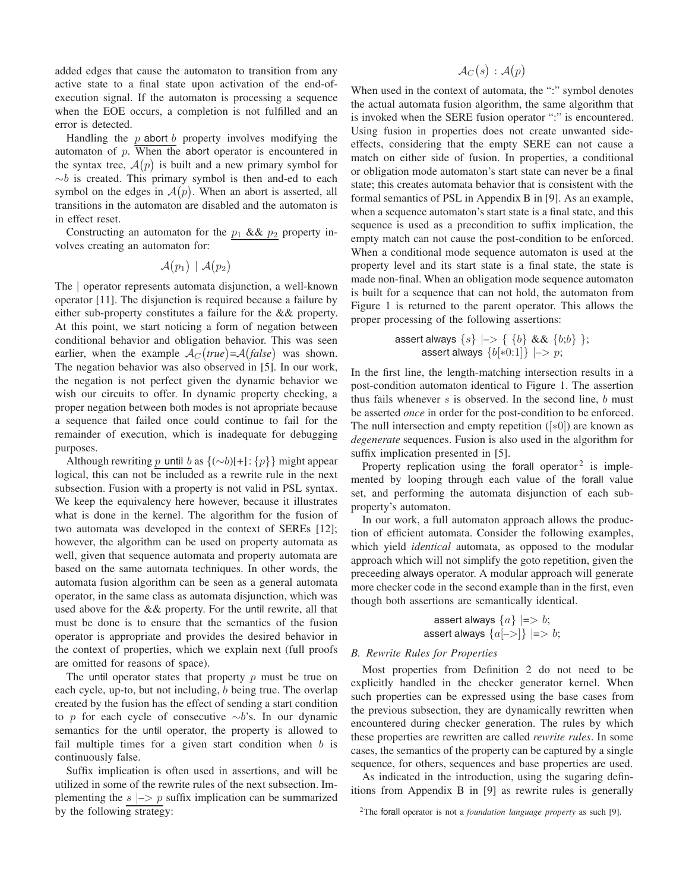added edges that cause the automaton to transition from any active state to a final state upon activation of the end-of-execution signal. If the automaton is processing a sequence when the EOE occurs, a completion is not fulfilled and an error is detected.

Handling the $p$ abort $b$ property involves modifying the automaton of $p$. When the abort operator is encountered in the syntax tree, $\mathcal{A}(p)$ is built and a new primary symbol for $\sim b$ is created. This primary symbol is then and-ed to each symbol on the edges in $\mathcal{A}(p)$. When an abort is asserted, all transitions in the automaton are disabled and the automaton is in effect reset.

Constructing an automaton for the $p_1$ && $p_2$ property involves creating an automaton for:

$$\mathcal{A}(p_1) \mid \mathcal{A}(p_2)$$

The $|$ operator represents automata disjunction, a well-known operator [11]. The disjunction is required because a failure by either sub-property constitutes a failure for the && property. At this point, we start noticing a form of negation between conditional behavior and obligation behavior. This was seen earlier, when the example $\mathcal{A}_C(\mathit{true}){=}\mathcal{A}(\mathit{false})$ was shown. The negation behavior was also observed in [5]. In our work, the negation is not perfect given the dynamic behavior we wish our circuits to offer. In dynamic property checking, a proper negation between both modes is not apropriate because a sequence that failed once could continue to fail for the remainder of execution, which is inadequate for debugging purposes.

Although rewriting $p$ until $b$ as $\{(\sim b)[+]:\{p\}\}$ might appear logical, this can not be included as a rewrite rule in the next subsection. Fusion with a property is not valid in PSL syntax. We keep the equivalency here however, because it illustrates what is done in the kernel. The algorithm for the fusion of two automata was developed in the context of SEREs [12]; however, the algorithm can be used on property automata as well, given that sequence automata and property automata are based on the same automata techniques. In other words, the automata fusion algorithm can be seen as a general automata operator, in the same class as automata disjunction, which was used above for the && property. For the until rewrite, all that must be done is to ensure that the semantics of the fusion operator is appropriate and provides the desired behavior in the context of properties, which we explain next (full proofs are omitted for reasons of space).

The until operator states that property $p$ must be true on each cycle, up-to, but not including, $b$ being true. The overlap created by the fusion has the effect of sending a start condition to $p$ for each cycle of consecutive $\sim b$'s. In our dynamic semantics for the until operator, the property is allowed to fail multiple times for a given start condition when $b$ is continuously false.

Suffix implication is often used in assertions, and will be utilized in some of the rewrite rules of the next subsection. Implementing the $s$ |-> $p$ suffix implication can be summarized by the following strategy:

$$\mathcal{A}_C(s) : \mathcal{A}(p)$$

When used in the context of automata, the ":" symbol denotes the actual automata fusion algorithm, the same algorithm that is invoked when the SERE fusion operator ":" is encountered. Using fusion in properties does not create unwanted side-effects, considering that the empty SERE can not cause a match on either side of fusion. In properties, a conditional or obligation mode automaton's start state can never be a final state; this creates automata behavior that is consistent with the formal semantics of PSL in Appendix B in [9]. As an example, when a sequence automaton's start state is a final state, and this sequence is used as a precondition to suffix implication, the empty match can not cause the post-condition to be enforced. When a conditional mode sequence automaton is used at the property level and its start state is a final state, the state is made non-final. When an obligation mode sequence automaton is built for a sequence that can not hold, the automaton from Figure 1 is returned to the parent operator. This allows the proper processing of the following assertions:

assert always $\{s\}$ |-> $\{$ $\{b\}$ && $\{b;b\}$ $\}$;
assert always $\{b[*0:1]\}$ |-> $p$;

In the first line, the length-matching intersection results in a post-condition automaton identical to Figure 1. The assertion thus fails whenever $s$ is observed. In the second line, $b$ must be asserted *once* in order for the post-condition to be enforced. The null intersection and empty repetition ($[*0]$) are known as *degenerate* sequences. Fusion is also used in the algorithm for suffix implication presented in [5].

Property replication using the forall operator[2] is implemented by looping through each value of the forall value set, and performing the automata disjunction of each sub-property's automaton.

In our work, a full automaton approach allows the production of efficient automata. Consider the following examples, which yield *identical* automata, as opposed to the modular approach which will not simplify the goto repetition, given the preceeding always operator. A modular approach will generate more checker code in the second example than in the first, even though both assertions are semantically identical.

assert always $\{a\}$ |=> $b$;
assert always $\{a[->]\}$ |=> $b$;

### B. Rewrite Rules for Properties

Most properties from Definition 2 do not need to be explicitly handled in the checker generator kernel. When such properties can be expressed using the base cases from the previous subsection, they are dynamically rewritten when encountered during checker generation. The rules by which these properties are rewritten are called *rewrite rules*. In some cases, the semantics of the property can be captured by a single sequence, for others, sequences and base properties are used.

As indicated in the introduction, using the sugaring definitions from Appendix B in [9] as rewrite rules is generally

[2]The forall operator is not a *foundation language property* as such [9].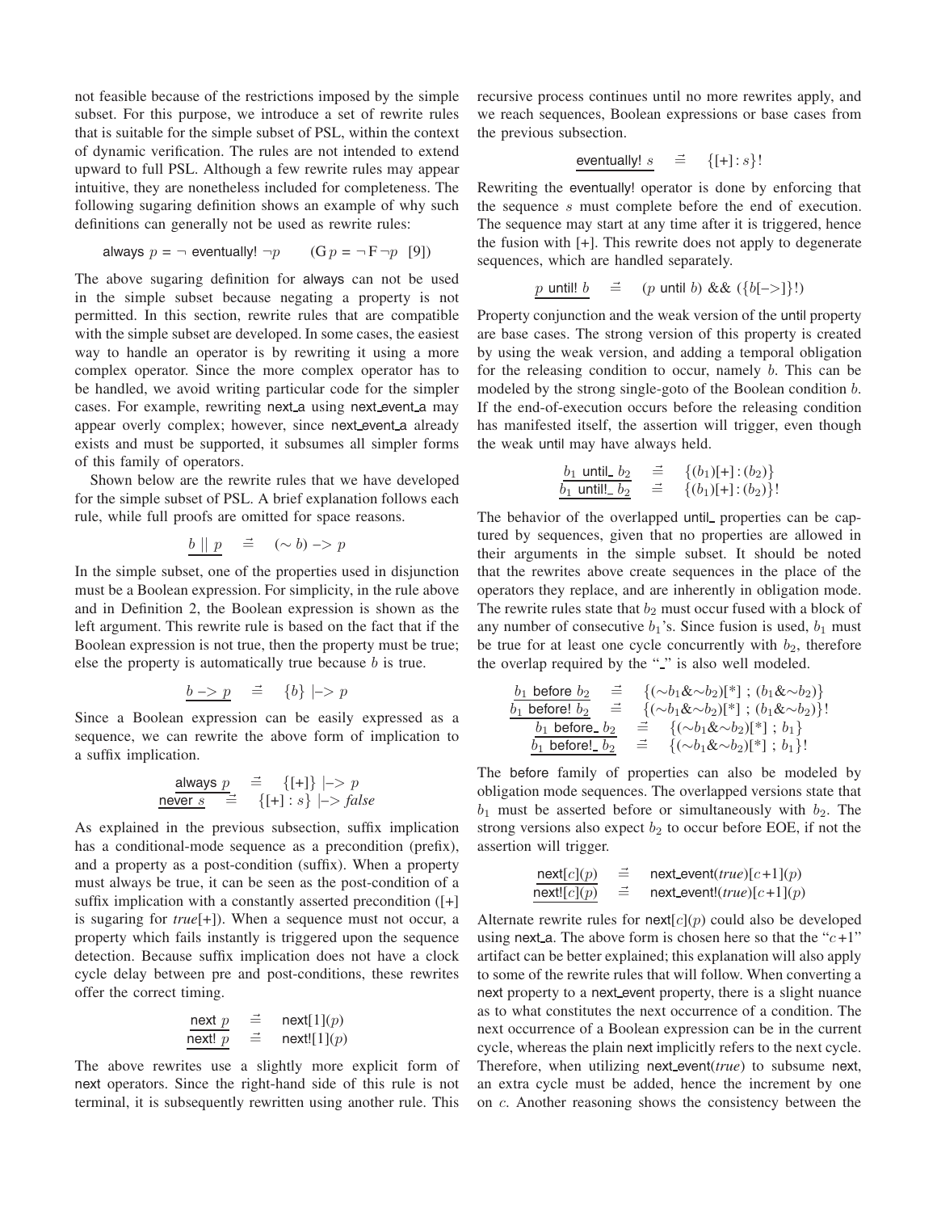not feasible because of the restrictions imposed by the simple subset. For this purpose, we introduce a set of rewrite rules that is suitable for the simple subset of PSL, within the context of dynamic verification. The rules are not intended to extend upward to full PSL. Although a few rewrite rules may appear intuitive, they are nonetheless included for completeness. The following sugaring definition shows an example of why such definitions can generally not be used as rewrite rules:

$$\text{always } p = \neg \text{ eventually! } \neg p \qquad (\mathrm{G}\, p = \neg \mathrm{F} \neg p \;\; [9])$$

The above sugaring definition for always can not be used in the simple subset because negating a property is not permitted. In this section, rewrite rules that are compatible with the simple subset are developed. In some cases, the easiest way to handle an operator is by rewriting it using a more complex operator. Since the more complex operator has to be handled, we avoid writing particular code for the simpler cases. For example, rewriting next_a using next_event_a may appear overly complex; however, since next_event_a already exists and must be supported, it subsumes all simpler forms of this family of operators.

Shown below are the rewrite rules that we have developed for the simple subset of PSL. A brief explanation follows each rule, while full proofs are omitted for space reasons.

$$\underline{b \mid\mid p} \quad \stackrel{\rightarrow}{=} \quad (\sim b) \mathbin{->} p$$

In the simple subset, one of the properties used in disjunction must be a Boolean expression. For simplicity, in the rule above and in Definition 2, the Boolean expression is shown as the left argument. This rewrite rule is based on the fact that if the Boolean expression is not true, then the property must be true; else the property is automatically true because $b$ is true.

$$\underline{b \mathbin{->} p} \quad \stackrel{\rightarrow}{=} \quad \{b\} \mathbin{|->} p$$

Since a Boolean expression can be easily expressed as a sequence, we can rewrite the above form of implication to a suffix implication.

$$\underline{\text{always } p} \quad \stackrel{\rightarrow}{=} \quad \{[+]\} \mathbin{|->} p$$
$$\underline{\text{never } s} \quad \stackrel{\rightarrow}{=} \quad \{[+] : s\} \mathbin{|->} \textit{false}$$

As explained in the previous subsection, suffix implication has a conditional-mode sequence as a precondition (prefix), and a property as a post-condition (suffix). When a property must always be true, it can be seen as the post-condition of a suffix implication with a constantly asserted precondition ([+] is sugaring for *true*[+]). When a sequence must not occur, a property which fails instantly is triggered upon the sequence detection. Because suffix implication does not have a clock cycle delay between pre and post-conditions, these rewrites offer the correct timing.

$$\underline{\text{next } p} \quad \stackrel{\rightarrow}{=} \quad \text{next}[1](p)$$
$$\underline{\text{next! } p} \quad \stackrel{\rightarrow}{=} \quad \text{next!}[1](p)$$

The above rewrites use a slightly more explicit form of next operators. Since the right-hand side of this rule is not terminal, it is subsequently rewritten using another rule. This recursive process continues until no more rewrites apply, and we reach sequences, Boolean expressions or base cases from the previous subsection.

$$\underline{\text{eventually! } s} \quad \stackrel{\rightarrow}{=} \quad \{[+] : s\}!$$

Rewriting the eventually! operator is done by enforcing that the sequence $s$ must complete before the end of execution. The sequence may start at any time after it is triggered, hence the fusion with [+]. This rewrite does not apply to degenerate sequences, which are handled separately.

$$\underline{p \text{ until! } b} \quad \stackrel{\rightarrow}{=} \quad (p \text{ until } b) \;\&\&\; (\{b[->]\}!)$$

Property conjunction and the weak version of the until property are base cases. The strong version of this property is created by using the weak version, and adding a temporal obligation for the releasing condition to occur, namely $b$. This can be modeled by the strong single-goto of the Boolean condition $b$. If the end-of-execution occurs before the releasing condition has manifested itself, the assertion will trigger, even though the weak until may have always held.

$$\underline{b_1 \text{ until\_ } b_2} \quad \stackrel{\rightarrow}{=} \quad \{(b_1)[+] : (b_2)\}$$
$$\underline{b_1 \text{ until!\_ } b_2} \quad \stackrel{\rightarrow}{=} \quad \{(b_1)[+] : (b_2)\}!$$

The behavior of the overlapped until_ properties can be captured by sequences, given that no properties are allowed in their arguments in the simple subset. It should be noted that the rewrites above create sequences in the place of the operators they replace, and are inherently in obligation mode. The rewrite rules state that $b_2$ must occur fused with a block of any number of consecutive $b_1$'s. Since fusion is used, $b_1$ must be true for at least one cycle concurrently with $b_2$, therefore the overlap required by the "_" is also well modeled.

$$\underline{b_1 \text{ before } b_2} \quad \stackrel{\rightarrow}{=} \quad \{(\sim b_1 \& \sim b_2)[*] \;;\; (b_1 \& \sim b_2)\}$$
$$\underline{b_1 \text{ before! } b_2} \quad \stackrel{\rightarrow}{=} \quad \{(\sim b_1 \& \sim b_2)[*] \;;\; (b_1 \& \sim b_2)\}!$$
$$\underline{b_1 \text{ before\_ } b_2} \quad \stackrel{\rightarrow}{=} \quad \{(\sim b_1 \& \sim b_2)[*] \;;\; b_1\}$$
$$\underline{b_1 \text{ before!\_ } b_2} \quad \stackrel{\rightarrow}{=} \quad \{(\sim b_1 \& \sim b_2)[*] \;;\; b_1\}!$$

The before family of properties can also be modeled by obligation mode sequences. The overlapped versions state that $b_1$ must be asserted before or simultaneously with $b_2$. The strong versions also expect $b_2$ to occur before EOE, if not the assertion will trigger.

$$\underline{\text{next}[c](p)} \quad \stackrel{\rightarrow}{=} \quad \text{next\_event}(\textit{true})[c+1](p)$$
$$\underline{\text{next!}[c](p)} \quad \stackrel{\rightarrow}{=} \quad \text{next\_event!}(\textit{true})[c+1](p)$$

Alternate rewrite rules for next$[c](p)$ could also be developed using next_a. The above form is chosen here so that the "$c$+1" artifact can be better explained; this explanation will also apply to some of the rewrite rules that will follow. When converting a next property to a next_event property, there is a slight nuance as to what constitutes the next occurrence of a condition. The next occurrence of a Boolean expression can be in the current cycle, whereas the plain next implicitly refers to the next cycle. Therefore, when utilizing next_event(*true*) to subsume next, an extra cycle must be added, hence the increment by one on $c$. Another reasoning shows the consistency between the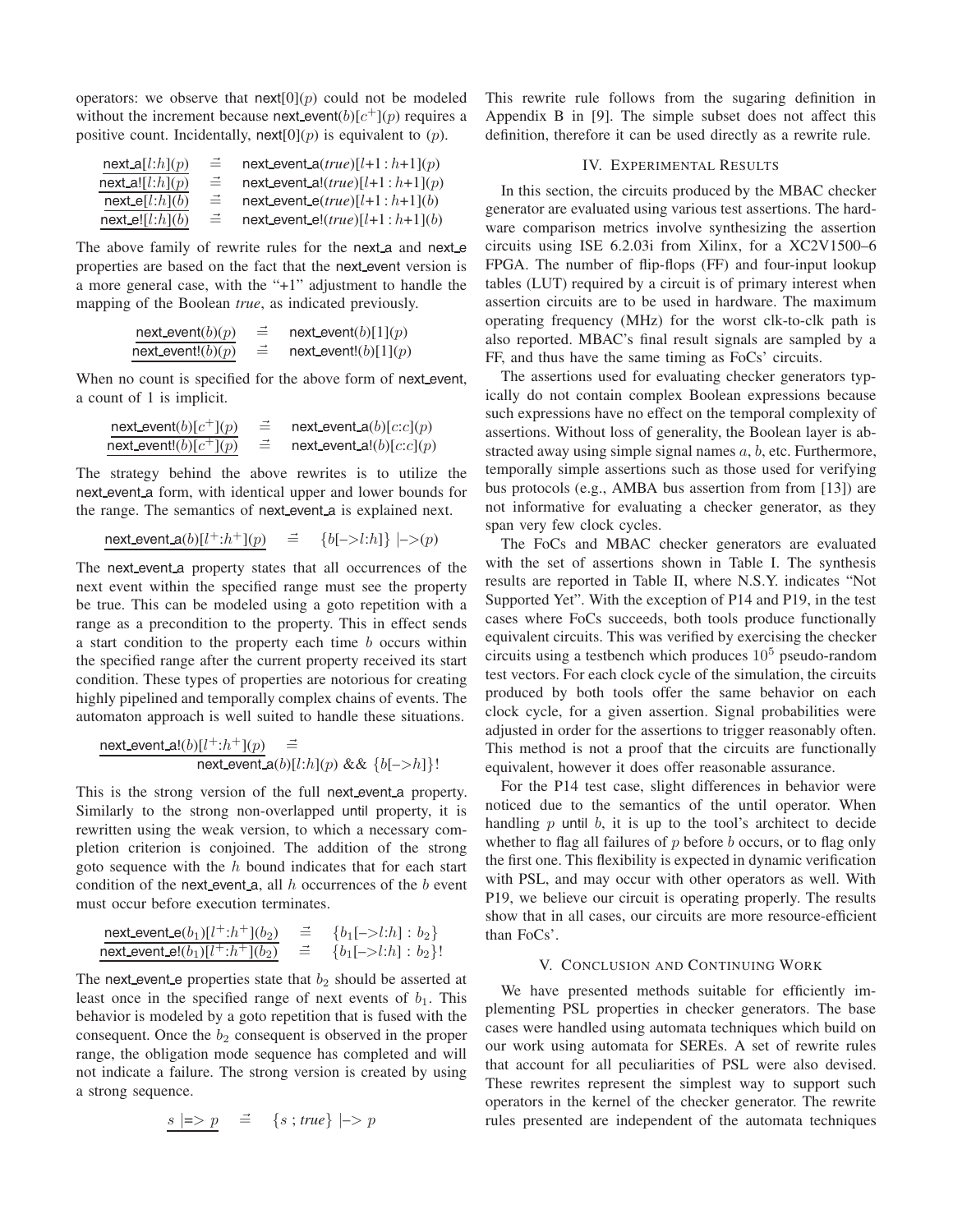operators: we observe that $\mathsf{next}[0](p)$ could not be modeled without the increment because $\mathsf{next\_event}(b)[c^+](p)$ requires a positive count. Incidentally, $\mathsf{next}[0](p)$ is equivalent to $(p)$.

$$\begin{aligned}
\underline{\mathsf{next\_a}[l{:}h](p)} &\;\stackrel{\rightharpoonup}{=}\; \mathsf{next\_event\_a}(\mathit{true})[l{+}1 : h{+}1](p) \\
\underline{\mathsf{next\_a!}[l{:}h](p)} &\;\stackrel{\rightharpoonup}{=}\; \mathsf{next\_event\_a!}(\mathit{true})[l{+}1 : h{+}1](p) \\
\underline{\mathsf{next\_e}[l{:}h](b)} &\;\stackrel{\rightharpoonup}{=}\; \mathsf{next\_event\_e}(\mathit{true})[l{+}1 : h{+}1](b) \\
\underline{\mathsf{next\_e!}[l{:}h](b)} &\;\stackrel{\rightharpoonup}{=}\; \mathsf{next\_event\_e!}(\mathit{true})[l{+}1 : h{+}1](b)
\end{aligned}$$

The above family of rewrite rules for the next_a and next_e properties are based on the fact that the next_event version is a more general case, with the "+1" adjustment to handle the mapping of the Boolean *true*, as indicated previously.

$$\begin{aligned}
\underline{\mathsf{next\_event}(b)(p)} &\;\stackrel{\rightharpoonup}{=}\; \mathsf{next\_event}(b)[1](p) \\
\underline{\mathsf{next\_event!}(b)(p)} &\;\stackrel{\rightharpoonup}{=}\; \mathsf{next\_event!}(b)[1](p)
\end{aligned}$$

When no count is specified for the above form of next_event, a count of 1 is implicit.

$$\begin{aligned}
\underline{\mathsf{next\_event}(b)[c^+](p)} &\;\stackrel{\rightharpoonup}{=}\; \mathsf{next\_event\_a}(b)[c{:}c](p) \\
\underline{\mathsf{next\_event!}(b)[c^+](p)} &\;\stackrel{\rightharpoonup}{=}\; \mathsf{next\_event\_a!}(b)[c{:}c](p)
\end{aligned}$$

The strategy behind the above rewrites is to utilize the next_event_a form, with identical upper and lower bounds for the range. The semantics of next_event_a is explained next.

$$\underline{\mathsf{next\_event\_a}(b)[l^+{:}h^+](p)} \;\stackrel{\rightharpoonup}{=}\; \{b[{-}{>}l{:}h]\} \mid{-}{>} (p)$$

The next_event_a property states that all occurrences of the next event within the specified range must see the property be true. This can be modeled using a goto repetition with a range as a precondition to the property. This in effect sends a start condition to the property each time $b$ occurs within the specified range after the current property received its start condition. These types of properties are notorious for creating highly pipelined and temporally complex chains of events. The automaton approach is well suited to handle these situations.

$$\underline{\mathsf{next\_event\_a!}(b)[l^+{:}h^+](p)} \;\stackrel{\rightharpoonup}{=}\; \mathsf{next\_event\_a}(b)[l{:}h](p) \;\&\&\; \{b[{-}{>}h]\}!$$

This is the strong version of the full next_event_a property. Similarly to the strong non-overlapped until property, it is rewritten using the weak version, to which a necessary completion criterion is conjoined. The addition of the strong goto sequence with the $h$ bound indicates that for each start condition of the next_event_a, all $h$ occurrences of the $b$ event must occur before execution terminates.

$$\begin{aligned}
\underline{\mathsf{next\_event\_e}(b_1)[l^+{:}h^+](b_2)} &\;\stackrel{\rightharpoonup}{=}\; \{b_1[{-}{>}l{:}h] : b_2\} \\
\underline{\mathsf{next\_event\_e!}(b_1)[l^+{:}h^+](b_2)} &\;\stackrel{\rightharpoonup}{=}\; \{b_1[{-}{>}l{:}h] : b_2\}!
\end{aligned}$$

The next_event_e properties state that $b_2$ should be asserted at least once in the specified range of next events of $b_1$. This behavior is modeled by a goto repetition that is fused with the consequent. Once the $b_2$ consequent is observed in the proper range, the obligation mode sequence has completed and will not indicate a failure. The strong version is created by using a strong sequence.

$$\underline{s \mid{=}{>} p} \;\stackrel{\rightharpoonup}{=}\; \{s \,;\, \mathit{true}\} \mid{-}{>} p$$

This rewrite rule follows from the sugaring definition in Appendix B in [9]. The simple subset does not affect this definition, therefore it can be used directly as a rewrite rule.

## IV. Experimental Results

In this section, the circuits produced by the MBAC checker generator are evaluated using various test assertions. The hardware comparison metrics involve synthesizing the assertion circuits using ISE 6.2.03i from Xilinx, for a XC2V1500–6 FPGA. The number of flip-flops (FF) and four-input lookup tables (LUT) required by a circuit is of primary interest when assertion circuits are to be used in hardware. The maximum operating frequency (MHz) for the worst clk-to-clk path is also reported. MBAC's final result signals are sampled by a FF, and thus have the same timing as FoCs' circuits.

The assertions used for evaluating checker generators typically do not contain complex Boolean expressions because such expressions have no effect on the temporal complexity of assertions. Without loss of generality, the Boolean layer is abstracted away using simple signal names $a$, $b$, etc. Furthermore, temporally simple assertions such as those used for verifying bus protocols (e.g., AMBA bus assertion from from [13]) are not informative for evaluating a checker generator, as they span very few clock cycles.

The FoCs and MBAC checker generators are evaluated with the set of assertions shown in Table I. The synthesis results are reported in Table II, where N.S.Y. indicates "Not Supported Yet". With the exception of P14 and P19, in the test cases where FoCs succeeds, both tools produce functionally equivalent circuits. This was verified by exercising the checker circuits using a testbench which produces $10^5$ pseudo-random test vectors. For each clock cycle of the simulation, the circuits produced by both tools offer the same behavior on each clock cycle, for a given assertion. Signal probabilities were adjusted in order for the assertions to trigger reasonably often. This method is not a proof that the circuits are functionally equivalent, however it does offer reasonable assurance.

For the P14 test case, slight differences in behavior were noticed due to the semantics of the until operator. When handling $p$ until $b$, it is up to the tool's architect to decide whether to flag all failures of $p$ before $b$ occurs, or to flag only the first one. This flexibility is expected in dynamic verification with PSL, and may occur with other operators as well. With P19, we believe our circuit is operating properly. The results show that in all cases, our circuits are more resource-efficient than FoCs'.

## V. Conclusion and Continuing Work

We have presented methods suitable for efficiently implementing PSL properties in checker generators. The base cases were handled using automata techniques which build on our work using automata for SEREs. A set of rewrite rules that account for all peculiarities of PSL were also devised. These rewrites represent the simplest way to support such operators in the kernel of the checker generator. The rewrite rules presented are independent of the automata techniques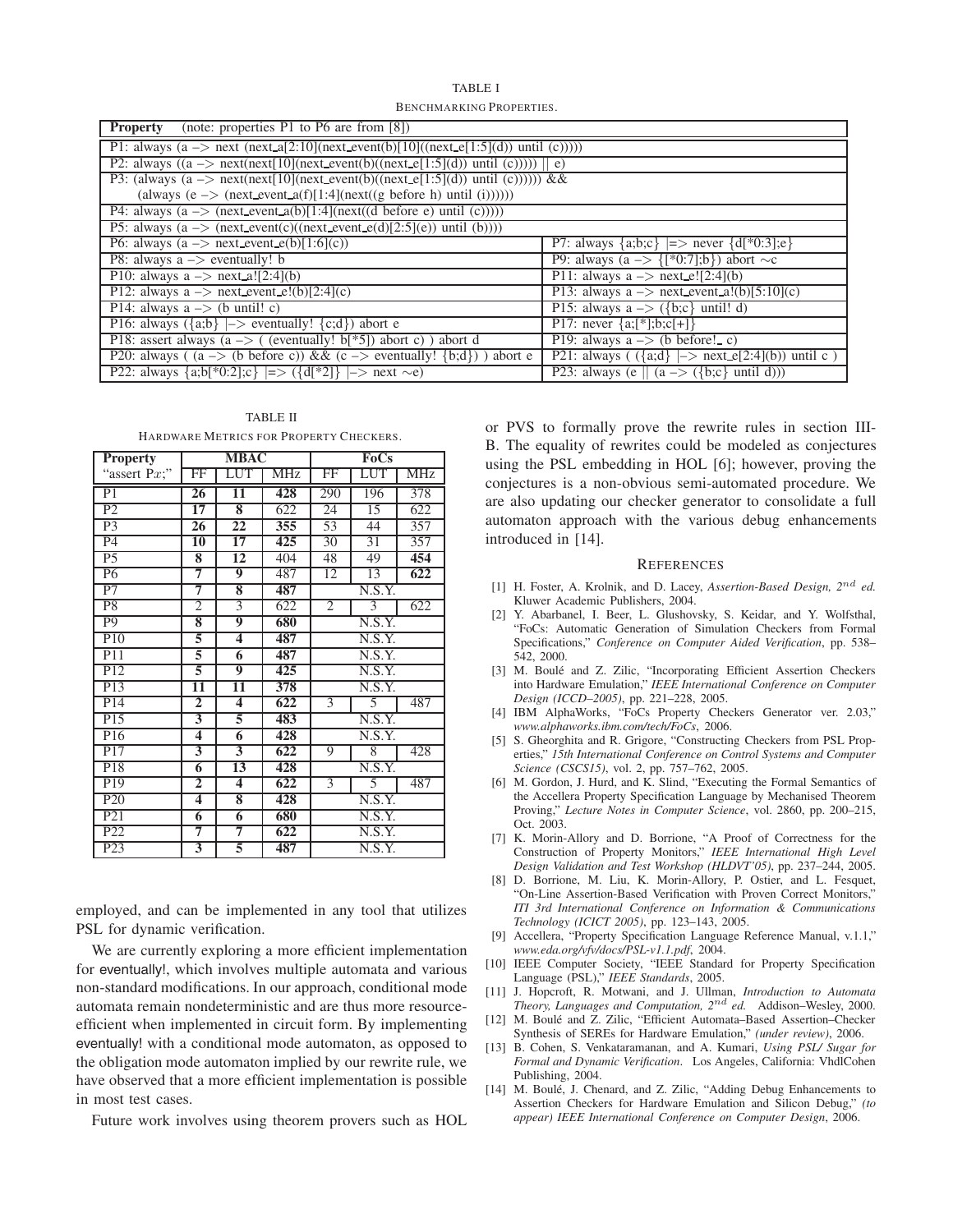TABLE I

BENCHMARKING PROPERTIES.

| **Property** (note: properties P1 to P6 are from [8]) | |
|---|---|
| P1: always (a –> next (next_a[2:10](next_event(b)[10]((next_e[1:5](d)) until (c))))) | |
| P2: always ((a –> next(next[10](next_event(b)((next_e[1:5](d)) until (c))))) \|\| e) | |
| P3: (always (a –> next(next[10](next_event(b)((next_e[1:5](d)) until (c)))))) && (always (e –> (next_event_a(f)[1:4](next((g before h) until (i)))))) | |
| P4: always (a –> (next_event_a(b)[1:4](next((d before e) until (c))))) | |
| P5: always (a –> (next_event(c)((next_event_e(d)[2:5](e)) until (b)))) | |
| P6: always (a –> next_event_e(b)[1:6](c)) | P7: always {a;b;c} \|=> never {d[*0:3];e} |
| P8: always a –> eventually! b | P9: always (a –> {[*0:7];b}) abort ∼c |
| P10: always a –> next_a![2:4](b) | P11: always a –> next_e![2:4](b) |
| P12: always a –> next_event_e!(b)[2:4](c) | P13: always a –> next_event_a!(b)[5:10](c) |
| P14: always a –> (b until! c) | P15: always a –> ({b;c} until! d) |
| P16: always ({a;b} \|–> eventually! {c;d}) abort e | P17: never {a;[*];b;c[+]} |
| P18: assert always (a –> ( (eventually! b[*5]) abort c) ) abort d | P19: always a –> (b before!_ c) |
| P20: always ( (a –> (b before c)) && (c –> eventually! {b;d}) ) abort e | P21: always ( ({a;d} \|–> next_e[2:4](b)) until c ) |
| P22: always {a;b[*0:2];c} \|=> ({d[*2]} \|–> next ∼e) | P23: always (e \|\| (a –> ({b;c} until d))) |

TABLE II

HARDWARE METRICS FOR PROPERTY CHECKERS.

| **Property** | **MBAC** | | | **FoCs** | | |
|---|---|---|---|---|---|---|
| "assert P$x$;" | FF | LUT | MHz | FF | LUT | MHz |
| P1 | **26** | **11** | **428** | 290 | 196 | 378 |
| P2 | **17** | **8** | 622 | 24 | 15 | 622 |
| P3 | **26** | **22** | **355** | 53 | 44 | 357 |
| P4 | **10** | **17** | **425** | 30 | 31 | 357 |
| P5 | **8** | **12** | 404 | 48 | 49 | **454** |
| P6 | **7** | **9** | 487 | 12 | 13 | **622** |
| P7 | **7** | **8** | **487** | N.S.Y. | | |
| P8 | 2 | 3 | 622 | 2 | 3 | 622 |
| P9 | **8** | **9** | **680** | N.S.Y. | | |
| P10 | **5** | **4** | **487** | N.S.Y. | | |
| P11 | **5** | **6** | **487** | N.S.Y. | | |
| P12 | **5** | **9** | **425** | N.S.Y. | | |
| P13 | **11** | **11** | **378** | N.S.Y. | | |
| P14 | **2** | **4** | **622** | 3 | 5 | 487 |
| P15 | **3** | **5** | **483** | N.S.Y. | | |
| P16 | **4** | **6** | **428** | N.S.Y. | | |
| P17 | **3** | **3** | **622** | 9 | 8 | 428 |
| P18 | **6** | **13** | **428** | N.S.Y. | | |
| P19 | **2** | **4** | **622** | 3 | 5 | 487 |
| P20 | **4** | **8** | **428** | N.S.Y. | | |
| P21 | **6** | **6** | **680** | N.S.Y. | | |
| P22 | **7** | **7** | **622** | N.S.Y. | | |
| P23 | **3** | **5** | **487** | N.S.Y. | | |

employed, and can be implemented in any tool that utilizes PSL for dynamic verification.

We are currently exploring a more efficient implementation for eventually!, which involves multiple automata and various non-standard modifications. In our approach, conditional mode automata remain nondeterministic and are thus more resource-efficient when implemented in circuit form. By implementing eventually! with a conditional mode automaton, as opposed to the obligation mode automaton implied by our rewrite rule, we have observed that a more efficient implementation is possible in most test cases.

Future work involves using theorem provers such as HOL or PVS to formally prove the rewrite rules in section III-B. The equality of rewrites could be modeled as conjectures using the PSL embedding in HOL [6]; however, proving the conjectures is a non-obvious semi-automated procedure. We are also updating our checker generator to consolidate a full automaton approach with the various debug enhancements introduced in [14].

## REFERENCES

[1] H. Foster, A. Krolnik, and D. Lacey, *Assertion-Based Design, 2$^{nd}$ ed.* Kluwer Academic Publishers, 2004.

[2] Y. Abarbanel, I. Beer, L. Glushovsky, S. Keidar, and Y. Wolfsthal, "FoCs: Automatic Generation of Simulation Checkers from Formal Specifications," *Conference on Computer Aided Verification*, pp. 538–542, 2000.

[3] M. Boulé and Z. Zilic, "Incorporating Efficient Assertion Checkers into Hardware Emulation," *IEEE International Conference on Computer Design (ICCD–2005)*, pp. 221–228, 2005.

[4] IBM AlphaWorks, "FoCs Property Checkers Generator ver. 2.03," *www.alphaworks.ibm.com/tech/FoCs*, 2006.

[5] S. Gheorghita and R. Grigore, "Constructing Checkers from PSL Properties," *15th International Conference on Control Systems and Computer Science (CSCS15)*, vol. 2, pp. 757–762, 2005.

[6] M. Gordon, J. Hurd, and K. Slind, "Executing the Formal Semantics of the Accellera Property Specification Language by Mechanised Theorem Proving," *Lecture Notes in Computer Science*, vol. 2860, pp. 200–215, Oct. 2003.

[7] K. Morin-Allory and D. Borrione, "A Proof of Correctness for the Construction of Property Monitors," *IEEE International High Level Design Validation and Test Workshop (HLDVT'05)*, pp. 237–244, 2005.

[8] D. Borrione, M. Liu, K. Morin-Allory, P. Ostier, and L. Fesquet, "On-Line Assertion-Based Verification with Proven Correct Monitors," *ITI 3rd International Conference on Information & Communications Technology (ICICT 2005)*, pp. 123–143, 2005.

[9] Accellera, "Property Specification Language Reference Manual, v.1.1," *www.eda.org/vfv/docs/PSL-v1.1.pdf*, 2004.

[10] IEEE Computer Society, "IEEE Standard for Property Specification Language (PSL)," *IEEE Standards*, 2005.

[11] J. Hopcroft, R. Motwani, and J. Ullman, *Introduction to Automata Theory, Languages and Computation, 2$^{nd}$ ed.* Addison–Wesley, 2000.

[12] M. Boulé and Z. Zilic, "Efficient Automata–Based Assertion–Checker Synthesis of SEREs for Hardware Emulation," *(under review)*, 2006.

[13] B. Cohen, S. Venkataramanan, and A. Kumari, *Using PSL/ Sugar for Formal and Dynamic Verification*. Los Angeles, California: VhdlCohen Publishing, 2004.

[14] M. Boulé, J. Chenard, and Z. Zilic, "Adding Debug Enhancements to Assertion Checkers for Hardware Emulation and Silicon Debug," *(to appear) IEEE International Conference on Computer Design*, 2006.